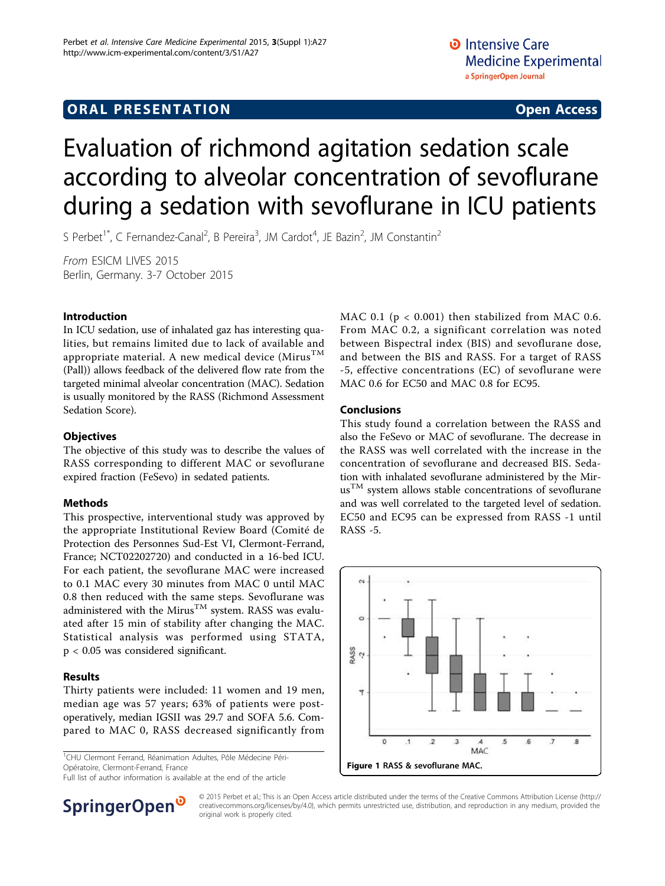## ORAL PRESENTATION

**Open Access**

# Evaluation of richmond agitation sedation scale according to alveolar concentration of sevoflurane during a sedation with sevoflurane in ICU patients

S Perbet[1*], C Fernandez-Canal[2], B Pereira[3], JM Cardot[4], JE Bazin[2], JM Constantin[2]

*From* ESICM LIVES 2015
Berlin, Germany. 3-7 October 2015

### Introduction

In ICU sedation, use of inhalated gaz has interesting qualities, but remains limited due to lack of available and appropriate material. A new medical device (Mirus™ (Pall)) allows feedback of the delivered flow rate from the targeted minimal alveolar concentration (MAC). Sedation is usually monitored by the RASS (Richmond Assessment Sedation Score).

### Objectives

The objective of this study was to describe the values of RASS corresponding to different MAC or sevoflurane expired fraction (FeSevo) in sedated patients.

### Methods

This prospective, interventional study was approved by the appropriate Institutional Review Board (Comité de Protection des Personnes Sud-Est VI, Clermont-Ferrand, France; NCT02202720) and conducted in a 16-bed ICU. For each patient, the sevoflurane MAC were increased to 0.1 MAC every 30 minutes from MAC 0 until MAC 0.8 then reduced with the same steps. Sevoflurane was administered with the Mirus™ system. RASS was evaluated after 15 min of stability after changing the MAC. Statistical analysis was performed using STATA, $p < 0.05$ was considered significant.

### Results

Thirty patients were included: 11 women and 19 men, median age was 57 years; 63% of patients were post-operatively, median IGSII was 29.7 and SOFA 5.6. Compared to MAC 0, RASS decreased significantly from MAC 0.1 ($p < 0.001$) then stabilized from MAC 0.6. From MAC 0.2, a significant correlation was noted between Bispectral index (BIS) and sevoflurane dose, and between the BIS and RASS. For a target of RASS -5, effective concentrations (EC) of sevoflurane were MAC 0.6 for EC50 and MAC 0.8 for EC95.

### Conclusions

This study found a correlation between the RASS and also the FeSevo or MAC of sevoflurane. The decrease in the RASS was well correlated with the increase in the concentration of sevoflurane and decreased BIS. Sedation with inhalated sevoflurane administered by the Mirus™ system allows stable concentrations of sevoflurane and was well correlated to the targeted level of sedation. EC50 and EC95 can be expressed from RASS -1 until RASS -5.

**Figure 1 RASS & sevoflurane MAC.**

[1]CHU Clermont Ferrand, Réanimation Adultes, Pôle Médecine Péri-Opératoire, Clermont-Ferrand, France
Full list of author information is available at the end of the article

© 2015 Perbet et al.; This is an Open Access article distributed under the terms of the Creative Commons Attribution License (http://creativecommons.org/licenses/by/4.0), which permits unrestricted use, distribution, and reproduction in any medium, provided the original work is properly cited.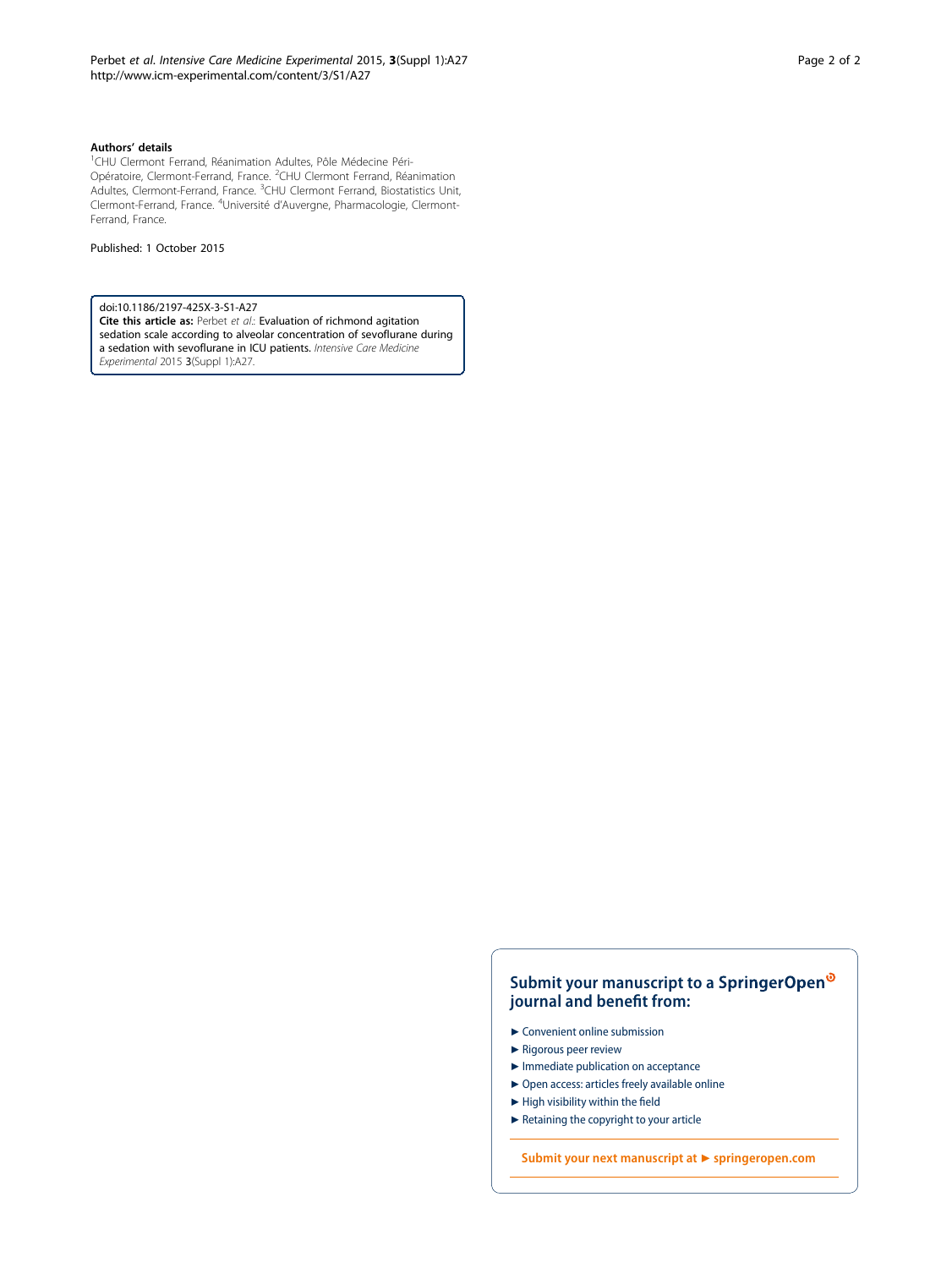### Authors' details

[1]CHU Clermont Ferrand, Réanimation Adultes, Pôle Médecine Péri-Opératoire, Clermont-Ferrand, France. [2]CHU Clermont Ferrand, Réanimation Adultes, Clermont-Ferrand, France. [3]CHU Clermont Ferrand, Biostatistics Unit, Clermont-Ferrand, France. [4]Université d'Auvergne, Pharmacologie, Clermont-Ferrand, France.

Published: 1 October 2015

doi:10.1186/2197-425X-3-S1-A27
**Cite this article as:** Perbet *et al.*: Evaluation of richmond agitation sedation scale according to alveolar concentration of sevoflurane during a sedation with sevoflurane in ICU patients. *Intensive Care Medicine Experimental* 2015 **3**(Suppl 1):A27.

**Submit your manuscript to a SpringerOpen journal and benefit from:**

- ► Convenient online submission
- ► Rigorous peer review
- ► Immediate publication on acceptance
- ► Open access: articles freely available online
- ► High visibility within the field
- ► Retaining the copyright to your article

**Submit your next manuscript at ► springeropen.com**